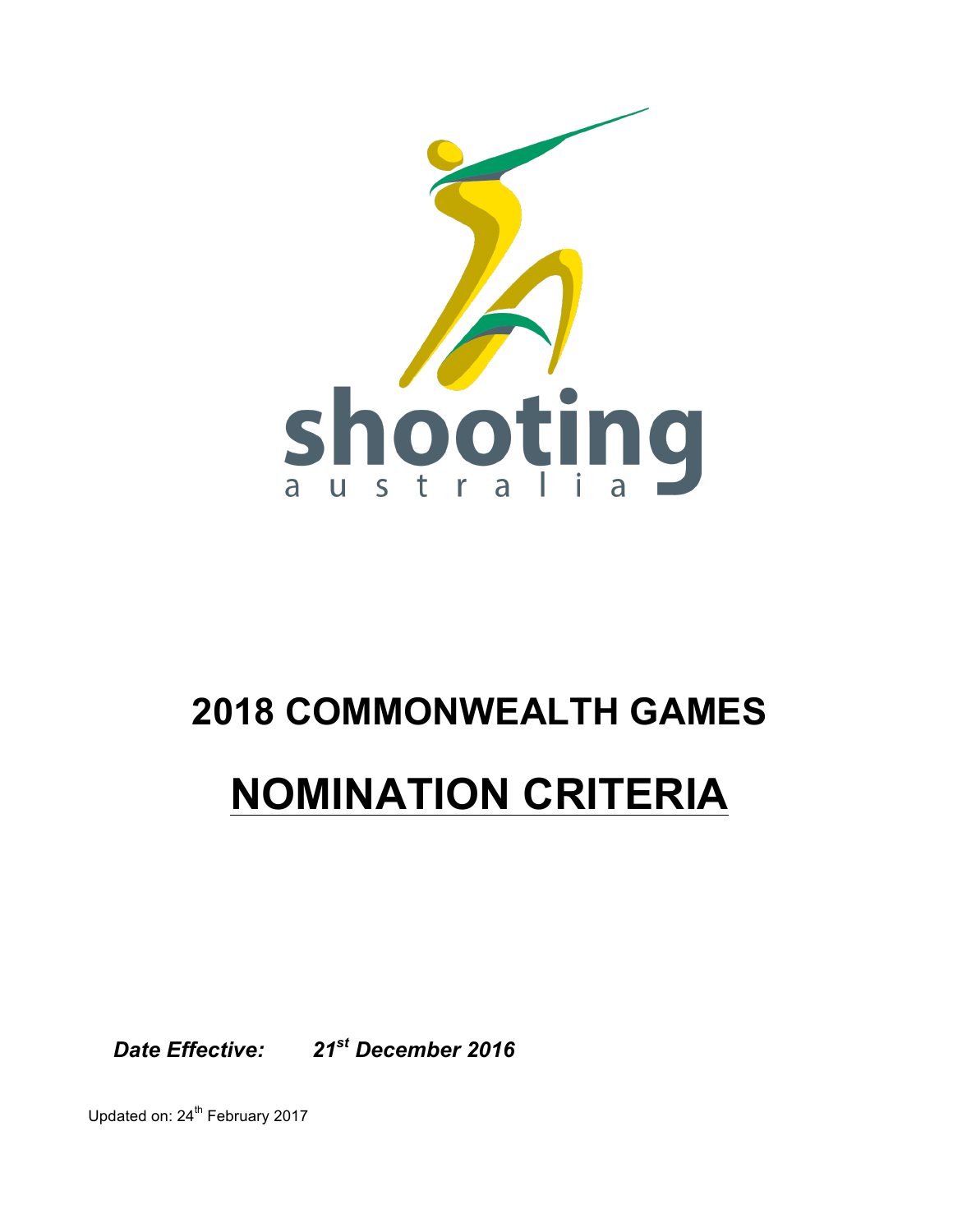shooting

australia

# 2018 COMMONWEALTH GAMES

# NOMINATION CRITERIA

***Date Effective:*** ***21st December 2016***

Updated on: 24th February 2017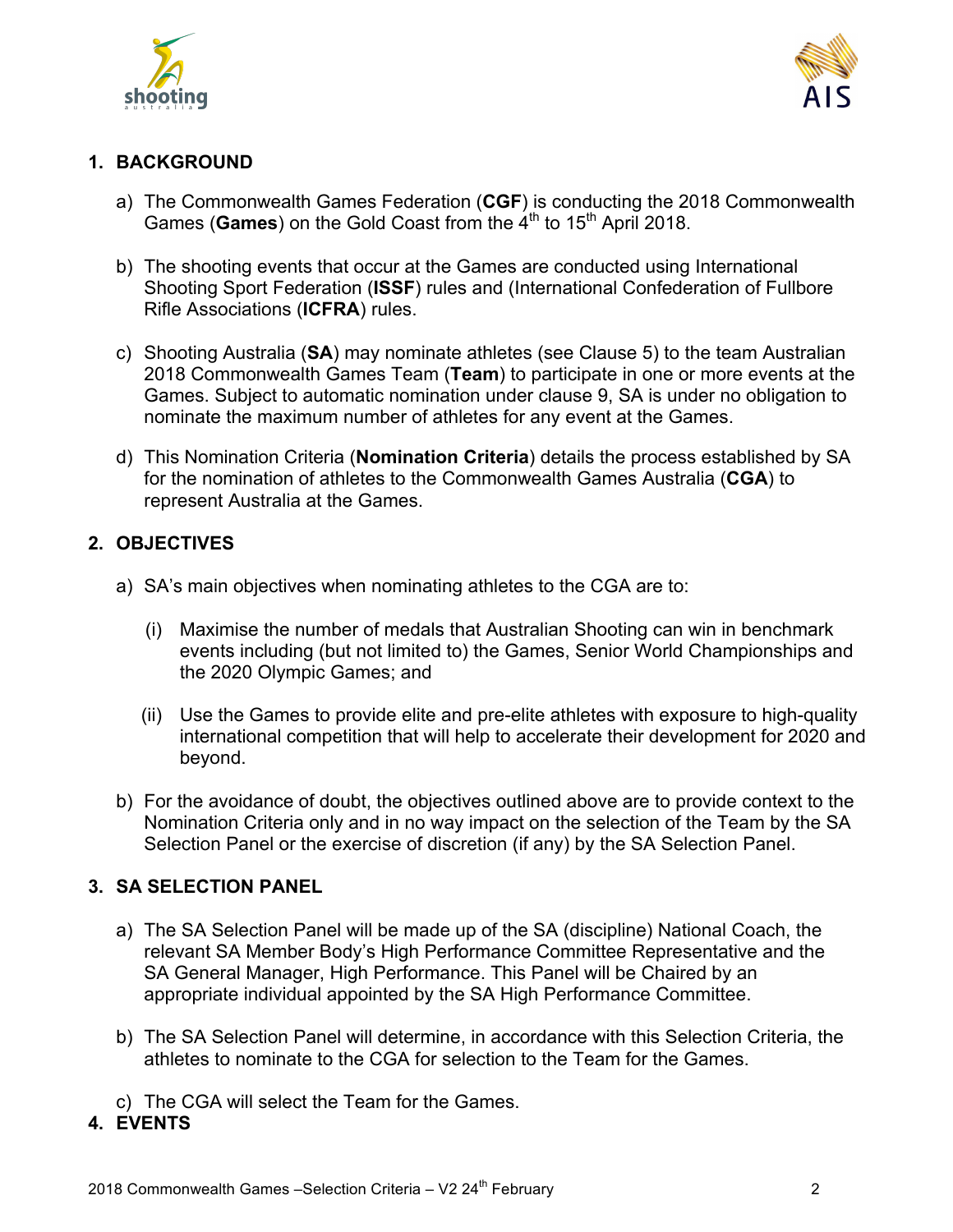## 1. BACKGROUND

a) The Commonwealth Games Federation (**CGF**) is conducting the 2018 Commonwealth Games (**Games**) on the Gold Coast from the 4th to 15th April 2018.

b) The shooting events that occur at the Games are conducted using International Shooting Sport Federation (**ISSF**) rules and (International Confederation of Fullbore Rifle Associations (**ICFRA**) rules.

c) Shooting Australia (**SA**) may nominate athletes (see Clause 5) to the team Australian 2018 Commonwealth Games Team (**Team**) to participate in one or more events at the Games. Subject to automatic nomination under clause 9, SA is under no obligation to nominate the maximum number of athletes for any event at the Games.

d) This Nomination Criteria (**Nomination Criteria**) details the process established by SA for the nomination of athletes to the Commonwealth Games Australia (**CGA**) to represent Australia at the Games.

## 2. OBJECTIVES

a) SA's main objectives when nominating athletes to the CGA are to:

   (i) Maximise the number of medals that Australian Shooting can win in benchmark events including (but not limited to) the Games, Senior World Championships and the 2020 Olympic Games; and

   (ii) Use the Games to provide elite and pre-elite athletes with exposure to high-quality international competition that will help to accelerate their development for 2020 and beyond.

b) For the avoidance of doubt, the objectives outlined above are to provide context to the Nomination Criteria only and in no way impact on the selection of the Team by the SA Selection Panel or the exercise of discretion (if any) by the SA Selection Panel.

## 3. SA SELECTION PANEL

a) The SA Selection Panel will be made up of the SA (discipline) National Coach, the relevant SA Member Body's High Performance Committee Representative and the SA General Manager, High Performance. This Panel will be Chaired by an appropriate individual appointed by the SA High Performance Committee.

b) The SA Selection Panel will determine, in accordance with this Selection Criteria, the athletes to nominate to the CGA for selection to the Team for the Games.

c) The CGA will select the Team for the Games.

## 4. EVENTS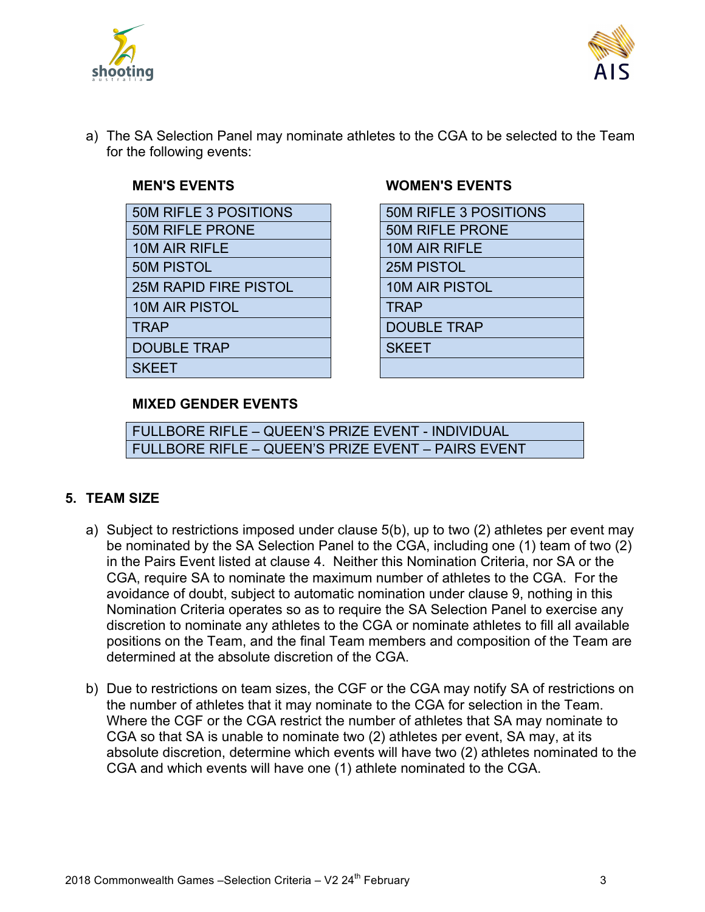a) The SA Selection Panel may nominate athletes to the CGA to be selected to the Team for the following events:

**MEN'S EVENTS**

| MEN'S EVENTS |
|---|
| 50M RIFLE 3 POSITIONS |
| 50M RIFLE PRONE |
| 10M AIR RIFLE |
| 50M PISTOL |
| 25M RAPID FIRE PISTOL |
| 10M AIR PISTOL |
| TRAP |
| DOUBLE TRAP |
| SKEET |

**WOMEN'S EVENTS**

| WOMEN'S EVENTS |
|---|
| 50M RIFLE 3 POSITIONS |
| 50M RIFLE PRONE |
| 10M AIR RIFLE |
| 25M PISTOL |
| 10M AIR PISTOL |
| TRAP |
| DOUBLE TRAP |
| SKEET |
| |

**MIXED GENDER EVENTS**

| MIXED GENDER EVENTS |
|---|
| FULLBORE RIFLE – QUEEN'S PRIZE EVENT - INDIVIDUAL |
| FULLBORE RIFLE – QUEEN'S PRIZE EVENT – PAIRS EVENT |

## 5. TEAM SIZE

a) Subject to restrictions imposed under clause 5(b), up to two (2) athletes per event may be nominated by the SA Selection Panel to the CGA, including one (1) team of two (2) in the Pairs Event listed at clause 4. Neither this Nomination Criteria, nor SA or the CGA, require SA to nominate the maximum number of athletes to the CGA. For the avoidance of doubt, subject to automatic nomination under clause 9, nothing in this Nomination Criteria operates so as to require the SA Selection Panel to exercise any discretion to nominate any athletes to the CGA or nominate athletes to fill all available positions on the Team, and the final Team members and composition of the Team are determined at the absolute discretion of the CGA.

b) Due to restrictions on team sizes, the CGF or the CGA may notify SA of restrictions on the number of athletes that it may nominate to the CGA for selection in the Team. Where the CGF or the CGA restrict the number of athletes that SA may nominate to CGA so that SA is unable to nominate two (2) athletes per event, SA may, at its absolute discretion, determine which events will have two (2) athletes nominated to the CGA and which events will have one (1) athlete nominated to the CGA.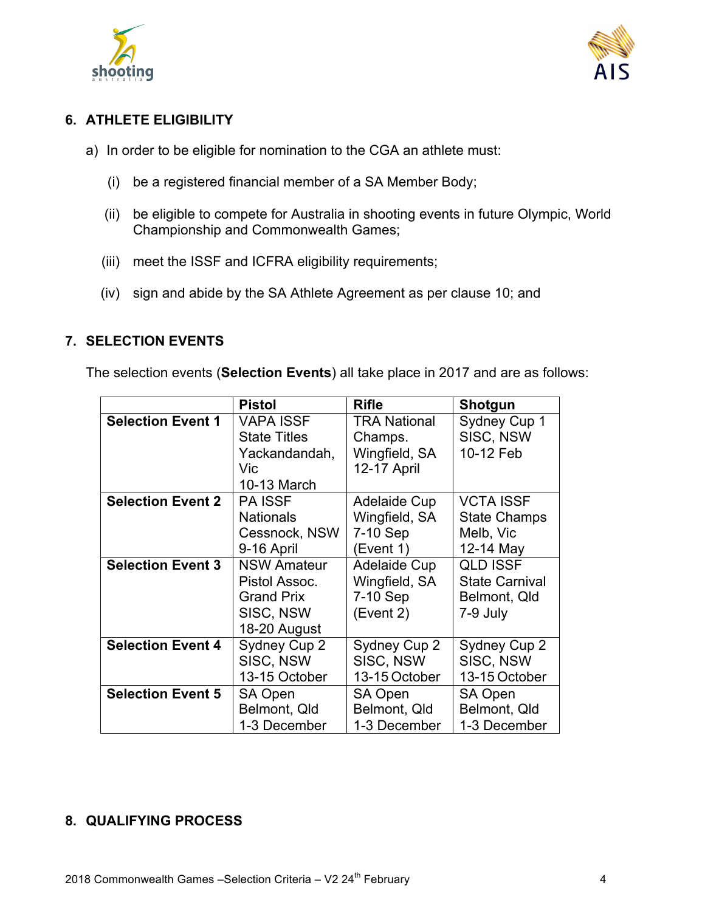## 6. ATHLETE ELIGIBILITY

a) In order to be eligible for nomination to the CGA an athlete must:

(i) be a registered financial member of a SA Member Body;

(ii) be eligible to compete for Australia in shooting events in future Olympic, World Championship and Commonwealth Games;

(iii) meet the ISSF and ICFRA eligibility requirements;

(iv) sign and abide by the SA Athlete Agreement as per clause 10; and

## 7. SELECTION EVENTS

The selection events (**Selection Events**) all take place in 2017 and are as follows:

| | Pistol | Rifle | Shotgun |
|---|---|---|---|
| **Selection Event 1** | VAPA ISSF State Titles Yackandandah, Vic 10-13 March | TRA National Champs. Wingfield, SA 12-17 April | Sydney Cup 1 SISC, NSW 10-12 Feb |
| **Selection Event 2** | PA ISSF Nationals Cessnock, NSW 9-16 April | Adelaide Cup Wingfield, SA 7-10 Sep (Event 1) | VCTA ISSF State Champs Melb, Vic 12-14 May |
| **Selection Event 3** | NSW Amateur Pistol Assoc. Grand Prix SISC, NSW 18-20 August | Adelaide Cup Wingfield, SA 7-10 Sep (Event 2) | QLD ISSF State Carnival Belmont, Qld 7-9 July |
| **Selection Event 4** | Sydney Cup 2 SISC, NSW 13-15 October | Sydney Cup 2 SISC, NSW 13-15 October | Sydney Cup 2 SISC, NSW 13-15 October |
| **Selection Event 5** | SA Open Belmont, Qld 1-3 December | SA Open Belmont, Qld 1-3 December | SA Open Belmont, Qld 1-3 December |

## 8. QUALIFYING PROCESS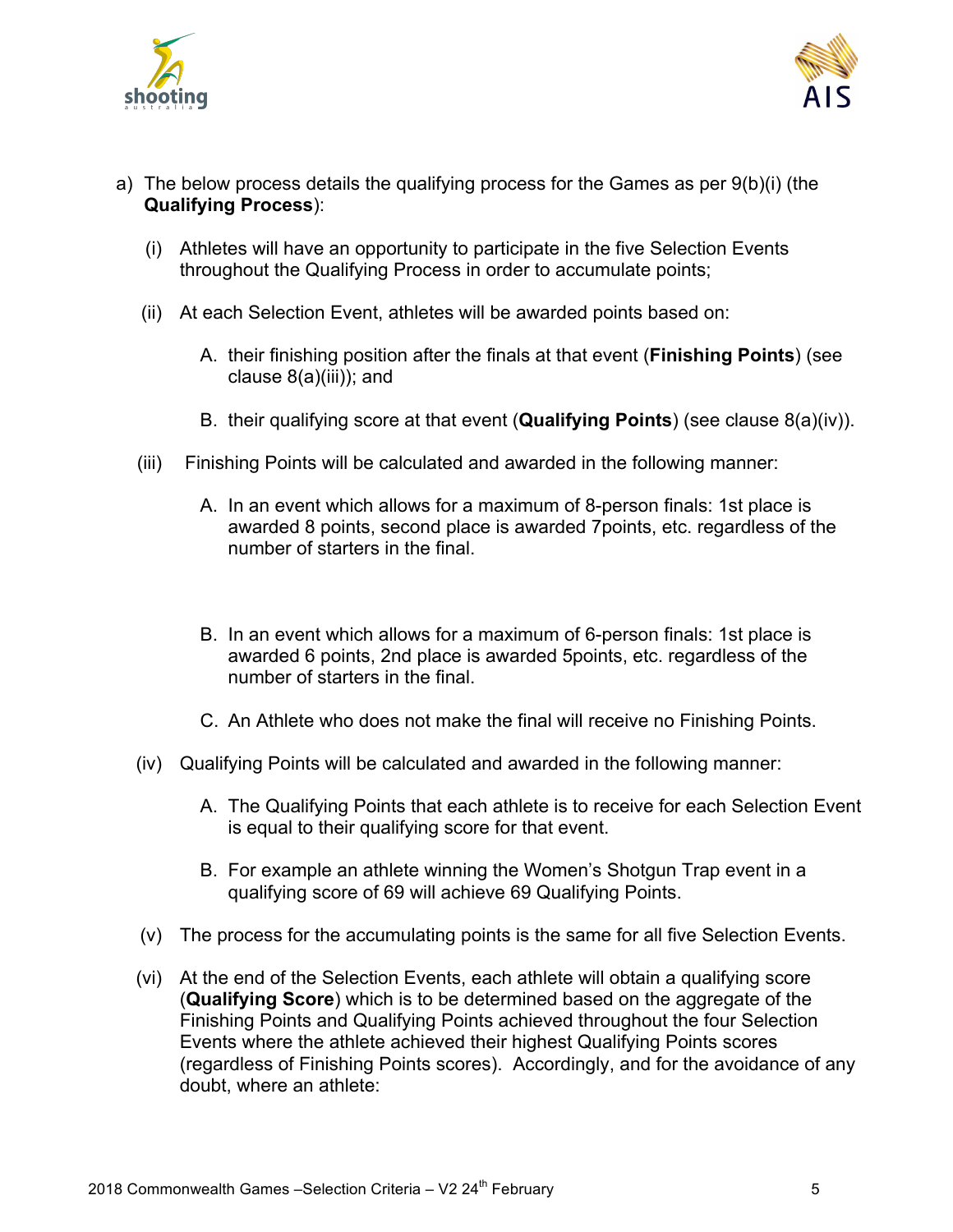a) The below process details the qualifying process for the Games as per 9(b)(i) (the **Qualifying Process**):

   (i) Athletes will have an opportunity to participate in the five Selection Events throughout the Qualifying Process in order to accumulate points;

   (ii) At each Selection Event, athletes will be awarded points based on:

      A. their finishing position after the finals at that event (**Finishing Points**) (see clause 8(a)(iii)); and

      B. their qualifying score at that event (**Qualifying Points**) (see clause 8(a)(iv)).

   (iii) Finishing Points will be calculated and awarded in the following manner:

      A. In an event which allows for a maximum of 8-person finals: 1st place is awarded 8 points, second place is awarded 7points, etc. regardless of the number of starters in the final.

      B. In an event which allows for a maximum of 6-person finals: 1st place is awarded 6 points, 2nd place is awarded 5points, etc. regardless of the number of starters in the final.

      C. An Athlete who does not make the final will receive no Finishing Points.

   (iv) Qualifying Points will be calculated and awarded in the following manner:

      A. The Qualifying Points that each athlete is to receive for each Selection Event is equal to their qualifying score for that event.

      B. For example an athlete winning the Women's Shotgun Trap event in a qualifying score of 69 will achieve 69 Qualifying Points.

   (v) The process for the accumulating points is the same for all five Selection Events.

   (vi) At the end of the Selection Events, each athlete will obtain a qualifying score (**Qualifying Score**) which is to be determined based on the aggregate of the Finishing Points and Qualifying Points achieved throughout the four Selection Events where the athlete achieved their highest Qualifying Points scores (regardless of Finishing Points scores). Accordingly, and for the avoidance of any doubt, where an athlete: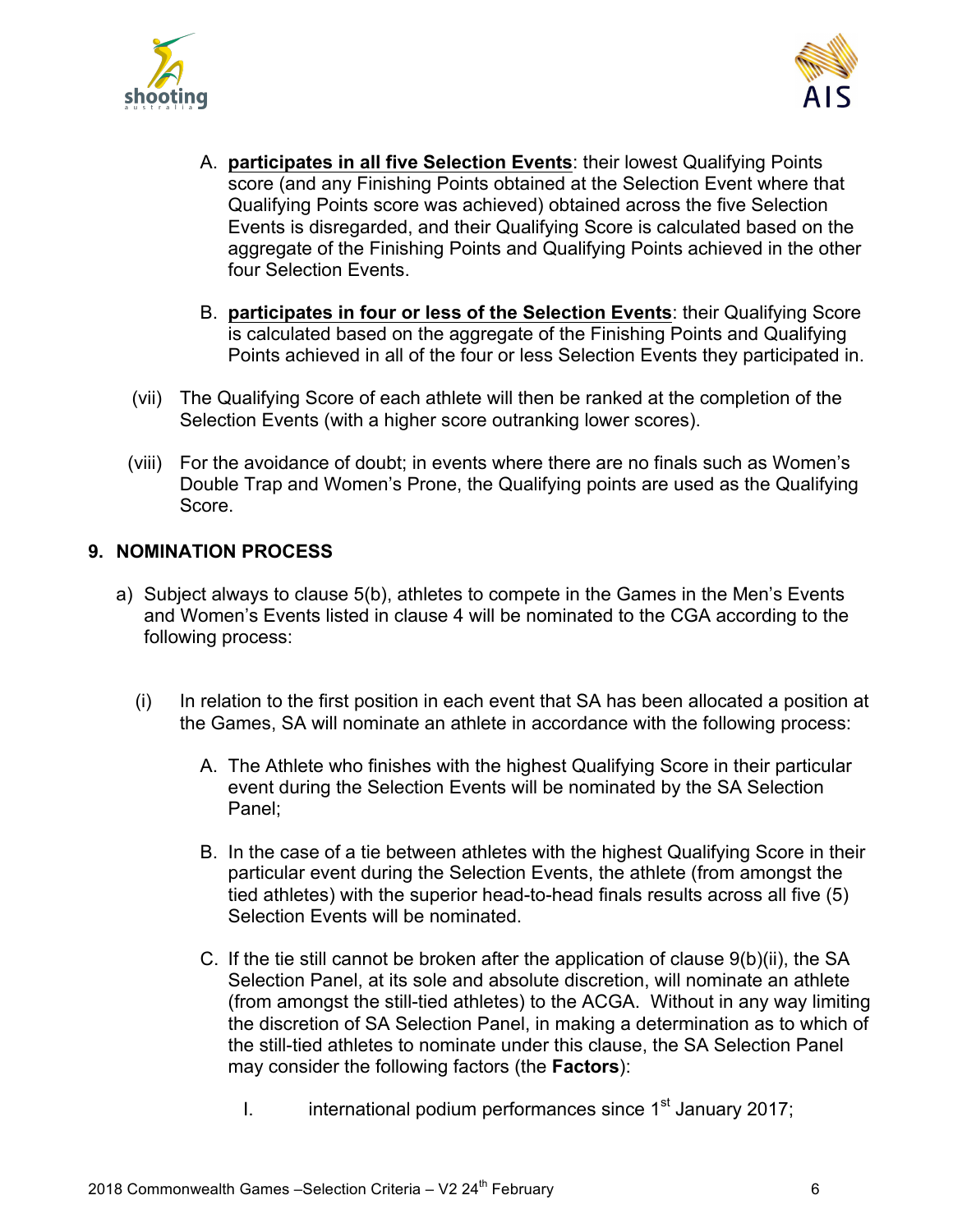A. **participates in all five Selection Events**: their lowest Qualifying Points score (and any Finishing Points obtained at the Selection Event where that Qualifying Points score was achieved) obtained across the five Selection Events is disregarded, and their Qualifying Score is calculated based on the aggregate of the Finishing Points and Qualifying Points achieved in the other four Selection Events.

B. **participates in four or less of the Selection Events**: their Qualifying Score is calculated based on the aggregate of the Finishing Points and Qualifying Points achieved in all of the four or less Selection Events they participated in.

(vii) The Qualifying Score of each athlete will then be ranked at the completion of the Selection Events (with a higher score outranking lower scores).

(viii) For the avoidance of doubt; in events where there are no finals such as Women's Double Trap and Women's Prone, the Qualifying points are used as the Qualifying Score.

## 9. NOMINATION PROCESS

a) Subject always to clause 5(b), athletes to compete in the Games in the Men's Events and Women's Events listed in clause 4 will be nominated to the CGA according to the following process:

(i) In relation to the first position in each event that SA has been allocated a position at the Games, SA will nominate an athlete in accordance with the following process:

A. The Athlete who finishes with the highest Qualifying Score in their particular event during the Selection Events will be nominated by the SA Selection Panel;

B. In the case of a tie between athletes with the highest Qualifying Score in their particular event during the Selection Events, the athlete (from amongst the tied athletes) with the superior head-to-head finals results across all five (5) Selection Events will be nominated.

C. If the tie still cannot be broken after the application of clause 9(b)(ii), the SA Selection Panel, at its sole and absolute discretion, will nominate an athlete (from amongst the still-tied athletes) to the ACGA. Without in any way limiting the discretion of SA Selection Panel, in making a determination as to which of the still-tied athletes to nominate under this clause, the SA Selection Panel may consider the following factors (the **Factors**):

I. international podium performances since 1st January 2017;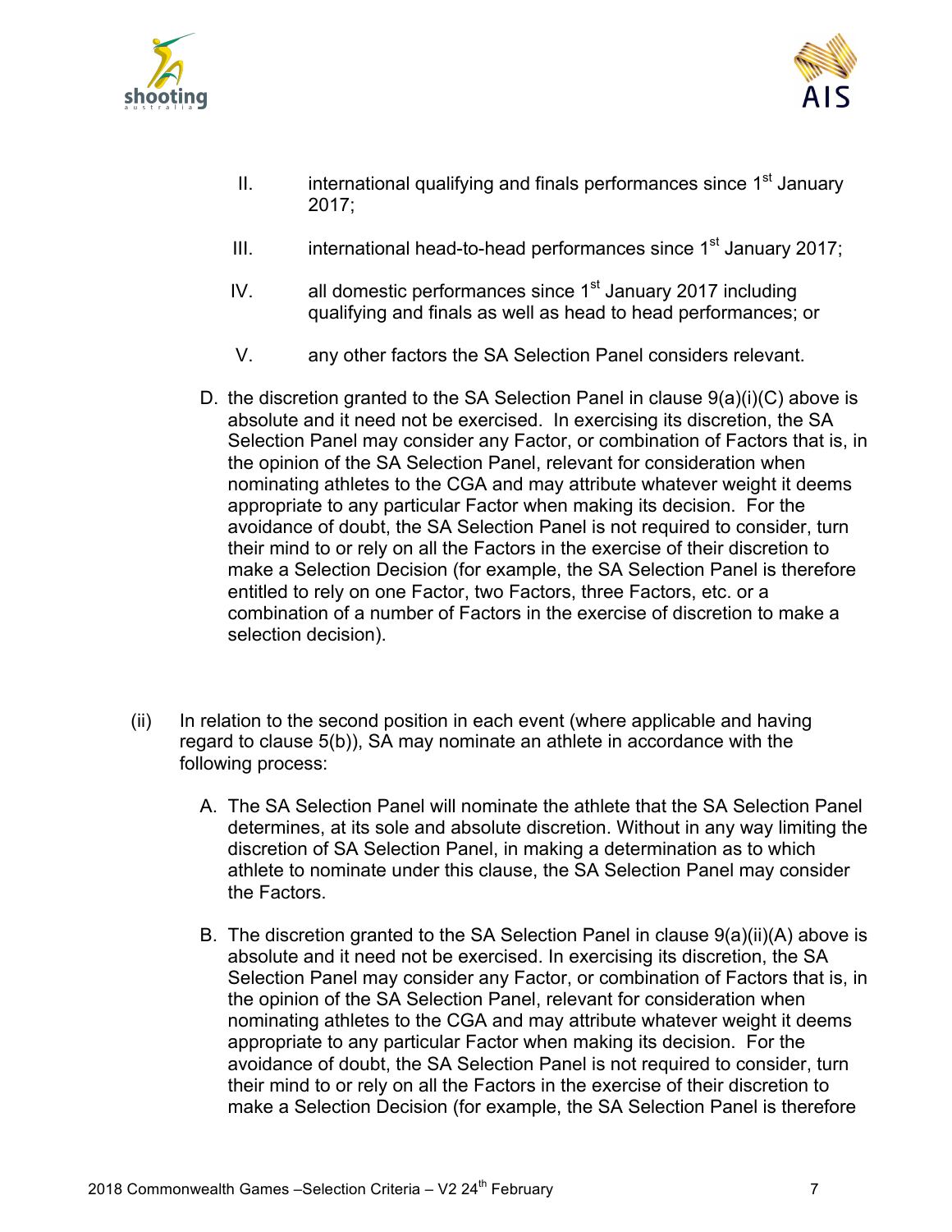II. international qualifying and finals performances since 1st January 2017;

III. international head-to-head performances since 1st January 2017;

IV. all domestic performances since 1st January 2017 including qualifying and finals as well as head to head performances; or

V. any other factors the SA Selection Panel considers relevant.

D. the discretion granted to the SA Selection Panel in clause 9(a)(i)(C) above is absolute and it need not be exercised. In exercising its discretion, the SA Selection Panel may consider any Factor, or combination of Factors that is, in the opinion of the SA Selection Panel, relevant for consideration when nominating athletes to the CGA and may attribute whatever weight it deems appropriate to any particular Factor when making its decision. For the avoidance of doubt, the SA Selection Panel is not required to consider, turn their mind to or rely on all the Factors in the exercise of their discretion to make a Selection Decision (for example, the SA Selection Panel is therefore entitled to rely on one Factor, two Factors, three Factors, etc. or a combination of a number of Factors in the exercise of discretion to make a selection decision).

(ii) In relation to the second position in each event (where applicable and having regard to clause 5(b)), SA may nominate an athlete in accordance with the following process:

A. The SA Selection Panel will nominate the athlete that the SA Selection Panel determines, at its sole and absolute discretion. Without in any way limiting the discretion of SA Selection Panel, in making a determination as to which athlete to nominate under this clause, the SA Selection Panel may consider the Factors.

B. The discretion granted to the SA Selection Panel in clause 9(a)(ii)(A) above is absolute and it need not be exercised. In exercising its discretion, the SA Selection Panel may consider any Factor, or combination of Factors that is, in the opinion of the SA Selection Panel, relevant for consideration when nominating athletes to the CGA and may attribute whatever weight it deems appropriate to any particular Factor when making its decision. For the avoidance of doubt, the SA Selection Panel is not required to consider, turn their mind to or rely on all the Factors in the exercise of their discretion to make a Selection Decision (for example, the SA Selection Panel is therefore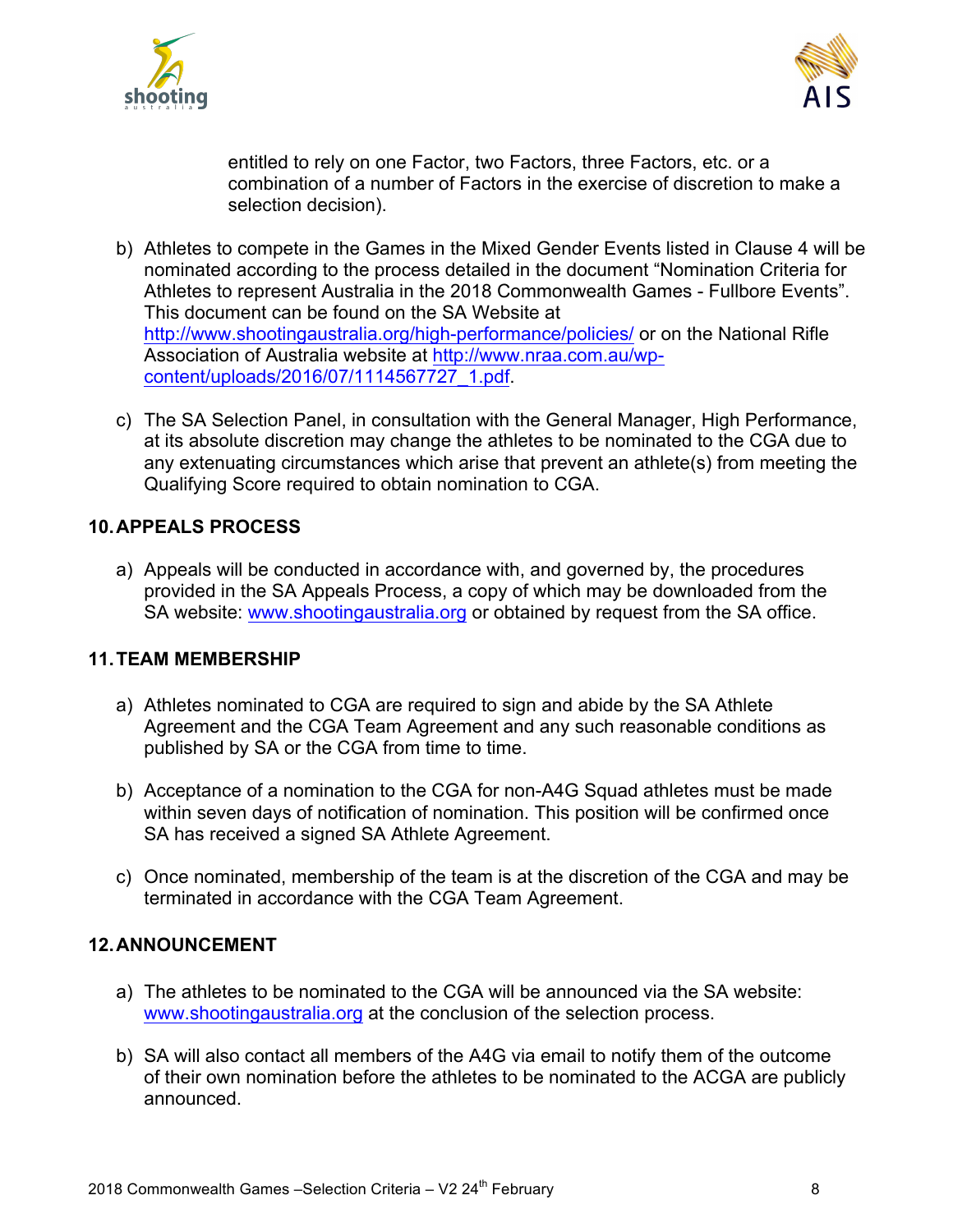entitled to rely on one Factor, two Factors, three Factors, etc. or a combination of a number of Factors in the exercise of discretion to make a selection decision).

b) Athletes to compete in the Games in the Mixed Gender Events listed in Clause 4 will be nominated according to the process detailed in the document "Nomination Criteria for Athletes to represent Australia in the 2018 Commonwealth Games - Fullbore Events". This document can be found on the SA Website at http://www.shootingaustralia.org/high-performance/policies/ or on the National Rifle Association of Australia website at http://www.nraa.com.au/wp-content/uploads/2016/07/1114567727_1.pdf.

c) The SA Selection Panel, in consultation with the General Manager, High Performance, at its absolute discretion may change the athletes to be nominated to the CGA due to any extenuating circumstances which arise that prevent an athlete(s) from meeting the Qualifying Score required to obtain nomination to CGA.

## 10. APPEALS PROCESS

a) Appeals will be conducted in accordance with, and governed by, the procedures provided in the SA Appeals Process, a copy of which may be downloaded from the SA website: www.shootingaustralia.org or obtained by request from the SA office.

## 11. TEAM MEMBERSHIP

a) Athletes nominated to CGA are required to sign and abide by the SA Athlete Agreement and the CGA Team Agreement and any such reasonable conditions as published by SA or the CGA from time to time.

b) Acceptance of a nomination to the CGA for non-A4G Squad athletes must be made within seven days of notification of nomination. This position will be confirmed once SA has received a signed SA Athlete Agreement.

c) Once nominated, membership of the team is at the discretion of the CGA and may be terminated in accordance with the CGA Team Agreement.

## 12. ANNOUNCEMENT

a) The athletes to be nominated to the CGA will be announced via the SA website: www.shootingaustralia.org at the conclusion of the selection process.

b) SA will also contact all members of the A4G via email to notify them of the outcome of their own nomination before the athletes to be nominated to the ACGA are publicly announced.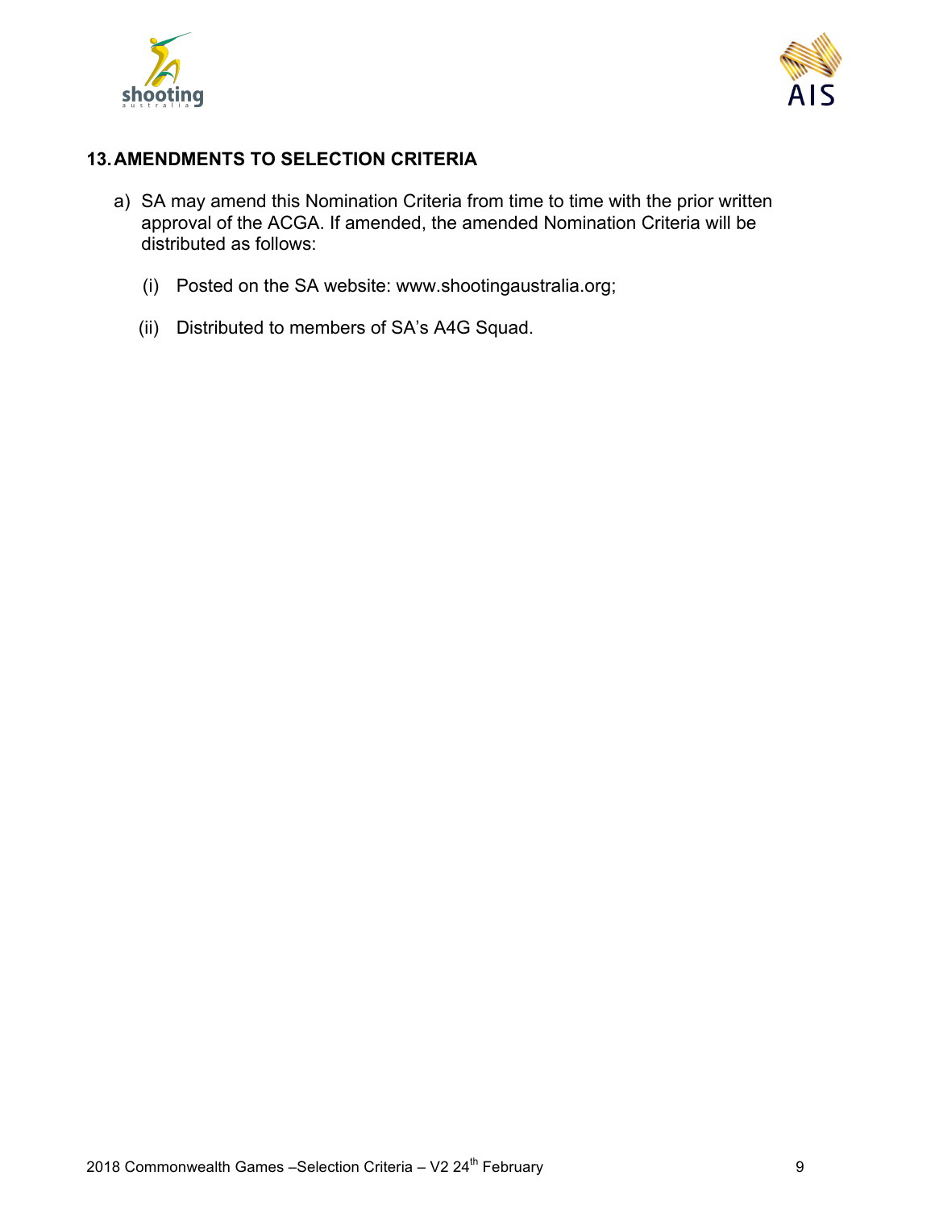## 13. AMENDMENTS TO SELECTION CRITERIA

a) SA may amend this Nomination Criteria from time to time with the prior written approval of the ACGA. If amended, the amended Nomination Criteria will be distributed as follows:

  (i) Posted on the SA website: www.shootingaustralia.org;

  (ii) Distributed to members of SA's A4G Squad.